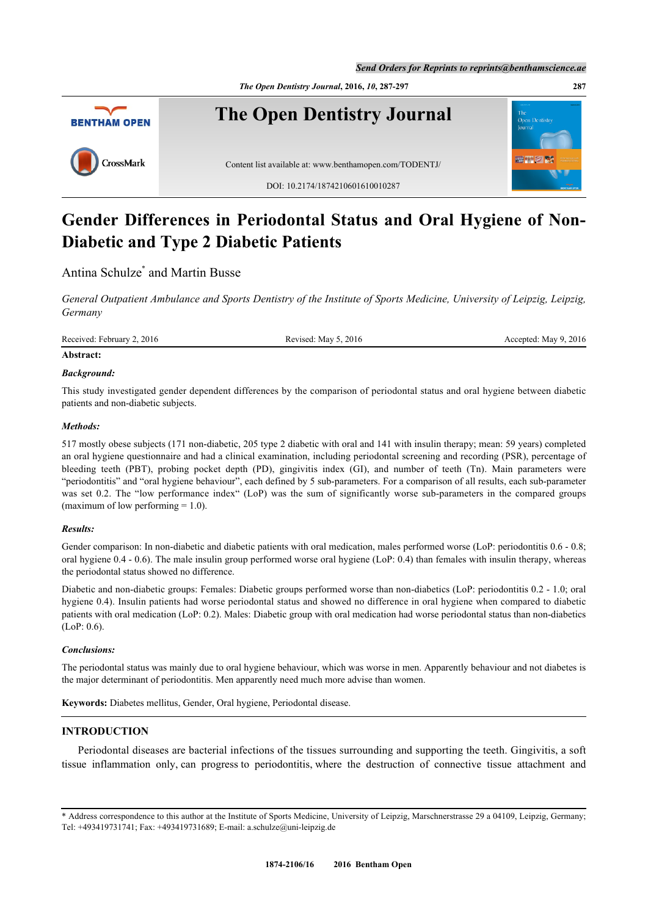# Gender Differences in Periodontal Status and Oral Hygiene of Non-Diabetic and Type 2 Diabetic Patients

Antina Schulze* and Martin Busse

*General Outpatient Ambulance and Sports Dentistry of the Institute of Sports Medicine, University of Leipzig, Leipzig, Germany*

Received: February 2, 2016 | Revised: May 5, 2016 | Accepted: May 9, 2016

**Abstract:**

***Background:***

This study investigated gender dependent differences by the comparison of periodontal status and oral hygiene between diabetic patients and non-diabetic subjects.

***Methods:***

517 mostly obese subjects (171 non-diabetic, 205 type 2 diabetic with oral and 141 with insulin therapy; mean: 59 years) completed an oral hygiene questionnaire and had a clinical examination, including periodontal screening and recording (PSR), percentage of bleeding teeth (PBT), probing pocket depth (PD), gingivitis index (GI), and number of teeth (Tn). Main parameters were "periodontitis" and "oral hygiene behaviour", each defined by 5 sub-parameters. For a comparison of all results, each sub-parameter was set 0.2. The "low performance index" (LoP) was the sum of significantly worse sub-parameters in the compared groups (maximum of low performing = 1.0).

***Results:***

Gender comparison: In non-diabetic and diabetic patients with oral medication, males performed worse (LoP: periodontitis 0.6 - 0.8; oral hygiene 0.4 - 0.6). The male insulin group performed worse oral hygiene (LoP: 0.4) than females with insulin therapy, whereas the periodontal status showed no difference.

Diabetic and non-diabetic groups: Females: Diabetic groups performed worse than non-diabetics (LoP: periodontitis 0.2 - 1.0; oral hygiene 0.4). Insulin patients had worse periodontal status and showed no difference in oral hygiene when compared to diabetic patients with oral medication (LoP: 0.2). Males: Diabetic group with oral medication had worse periodontal status than non-diabetics (LoP: 0.6).

***Conclusions:***

The periodontal status was mainly due to oral hygiene behaviour, which was worse in men. Apparently behaviour and not diabetes is the major determinant of periodontitis. Men apparently need much more advise than women.

**Keywords:** Diabetes mellitus, Gender, Oral hygiene, Periodontal disease.

## INTRODUCTION

Periodontal diseases are bacterial infections of the tissues surrounding and supporting the teeth. Gingivitis, a soft tissue inflammation only, can progress to periodontitis, where the destruction of connective tissue attachment and

---

\* Address correspondence to this author at the Institute of Sports Medicine, University of Leipzig, Marschnerstrasse 29 a 04109, Leipzig, Germany; Tel: +493419731741; Fax: +493419731689; E-mail: a.schulze@uni-leipzig.de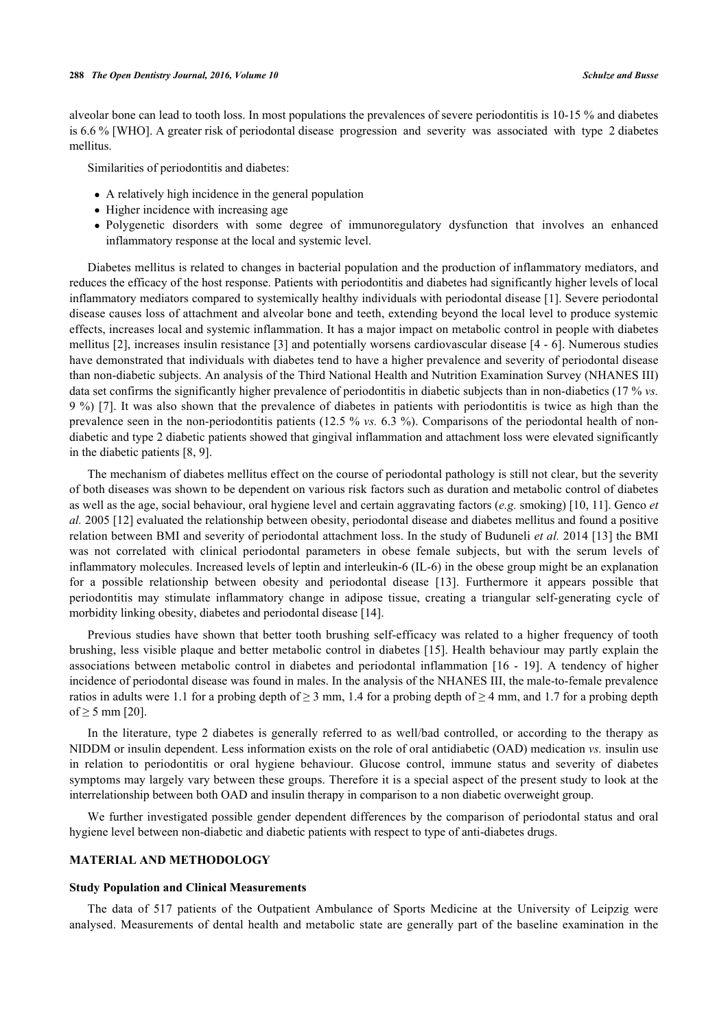alveolar bone can lead to tooth loss. In most populations the prevalences of severe periodontitis is 10-15 % and diabetes is 6.6 % [WHO]. A greater risk of periodontal disease progression and severity was associated with type 2 diabetes mellitus.

Similarities of periodontitis and diabetes:

- A relatively high incidence in the general population
- Higher incidence with increasing age
- Polygenetic disorders with some degree of immunoregulatory dysfunction that involves an enhanced inflammatory response at the local and systemic level.

Diabetes mellitus is related to changes in bacterial population and the production of inflammatory mediators, and reduces the efficacy of the host response. Patients with periodontitis and diabetes had significantly higher levels of local inflammatory mediators compared to systemically healthy individuals with periodontal disease [1]. Severe periodontal disease causes loss of attachment and alveolar bone and teeth, extending beyond the local level to produce systemic effects, increases local and systemic inflammation. It has a major impact on metabolic control in people with diabetes mellitus [2], increases insulin resistance [3] and potentially worsens cardiovascular disease [4 - 6]. Numerous studies have demonstrated that individuals with diabetes tend to have a higher prevalence and severity of periodontal disease than non-diabetic subjects. An analysis of the Third National Health and Nutrition Examination Survey (NHANES III) data set confirms the significantly higher prevalence of periodontitis in diabetic subjects than in non-diabetics (17 % *vs.* 9 %) [7]. It was also shown that the prevalence of diabetes in patients with periodontitis is twice as high than the prevalence seen in the non-periodontitis patients (12.5 % *vs.* 6.3 %). Comparisons of the periodontal health of non-diabetic and type 2 diabetic patients showed that gingival inflammation and attachment loss were elevated significantly in the diabetic patients [8, 9].

The mechanism of diabetes mellitus effect on the course of periodontal pathology is still not clear, but the severity of both diseases was shown to be dependent on various risk factors such as duration and metabolic control of diabetes as well as the age, social behaviour, oral hygiene level and certain aggravating factors (*e.g.* smoking) [10, 11]. Genco *et al.* 2005 [12] evaluated the relationship between obesity, periodontal disease and diabetes mellitus and found a positive relation between BMI and severity of periodontal attachment loss. In the study of Buduneli *et al.* 2014 [13] the BMI was not correlated with clinical periodontal parameters in obese female subjects, but with the serum levels of inflammatory molecules. Increased levels of leptin and interleukin-6 (IL-6) in the obese group might be an explanation for a possible relationship between obesity and periodontal disease [13]. Furthermore it appears possible that periodontitis may stimulate inflammatory change in adipose tissue, creating a triangular self-generating cycle of morbidity linking obesity, diabetes and periodontal disease [14].

Previous studies have shown that better tooth brushing self-efficacy was related to a higher frequency of tooth brushing, less visible plaque and better metabolic control in diabetes [15]. Health behaviour may partly explain the associations between metabolic control in diabetes and periodontal inflammation [16 - 19]. A tendency of higher incidence of periodontal disease was found in males. In the analysis of the NHANES III, the male-to-female prevalence ratios in adults were 1.1 for a probing depth of $\geq 3$ mm, 1.4 for a probing depth of $\geq 4$ mm, and 1.7 for a probing depth of $\geq 5$ mm [20].

In the literature, type 2 diabetes is generally referred to as well/bad controlled, or according to the therapy as NIDDM or insulin dependent. Less information exists on the role of oral antidiabetic (OAD) medication *vs.* insulin use in relation to periodontitis or oral hygiene behaviour. Glucose control, immune status and severity of diabetes symptoms may largely vary between these groups. Therefore it is a special aspect of the present study to look at the interrelationship between both OAD and insulin therapy in comparison to a non diabetic overweight group.

We further investigated possible gender dependent differences by the comparison of periodontal status and oral hygiene level between non-diabetic and diabetic patients with respect to type of anti-diabetes drugs.

## MATERIAL AND METHODOLOGY

### Study Population and Clinical Measurements

The data of 517 patients of the Outpatient Ambulance of Sports Medicine at the University of Leipzig were analysed. Measurements of dental health and metabolic state are generally part of the baseline examination in the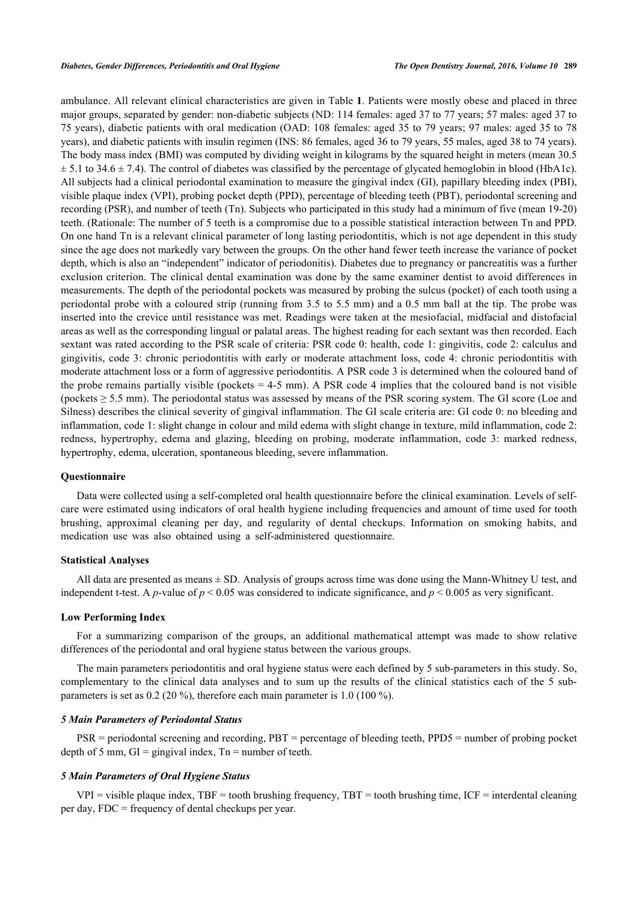ambulance. All relevant clinical characteristics are given in Table **1**. Patients were mostly obese and placed in three major groups, separated by gender: non-diabetic subjects (ND: 114 females: aged 37 to 77 years; 57 males: aged 37 to 75 years), diabetic patients with oral medication (OAD: 108 females: aged 35 to 79 years; 97 males: aged 35 to 78 years), and diabetic patients with insulin regimen (INS: 86 females, aged 36 to 79 years, 55 males, aged 38 to 74 years). The body mass index (BMI) was computed by dividing weight in kilograms by the squared height in meters (mean 30.5 ± 5.1 to 34.6 ± 7.4). The control of diabetes was classified by the percentage of glycated hemoglobin in blood (HbA1c). All subjects had a clinical periodontal examination to measure the gingival index (GI), papillary bleeding index (PBI), visible plaque index (VPI), probing pocket depth (PPD), percentage of bleeding teeth (PBT), periodontal screening and recording (PSR), and number of teeth (Tn). Subjects who participated in this study had a minimum of five (mean 19-20) teeth. (Rationale: The number of 5 teeth is a compromise due to a possible statistical interaction between Tn and PPD. On one hand Tn is a relevant clinical parameter of long lasting periodontitis, which is not age dependent in this study since the age does not markedly vary between the groups. On the other hand fewer teeth increase the variance of pocket depth, which is also an "independent" indicator of periodonitis). Diabetes due to pregnancy or pancreatitis was a further exclusion criterion. The clinical dental examination was done by the same examiner dentist to avoid differences in measurements. The depth of the periodontal pockets was measured by probing the sulcus (pocket) of each tooth using a periodontal probe with a coloured strip (running from 3.5 to 5.5 mm) and a 0.5 mm ball at the tip. The probe was inserted into the crevice until resistance was met. Readings were taken at the mesiofacial, midfacial and distofacial areas as well as the corresponding lingual or palatal areas. The highest reading for each sextant was then recorded. Each sextant was rated according to the PSR scale of criteria: PSR code 0: health, code 1: gingivitis, code 2: calculus and gingivitis, code 3: chronic periodontitis with early or moderate attachment loss, code 4: chronic periodontitis with moderate attachment loss or a form of aggressive periodontitis. A PSR code 3 is determined when the coloured band of the probe remains partially visible (pockets = 4-5 mm). A PSR code 4 implies that the coloured band is not visible (pockets ≥ 5.5 mm). The periodontal status was assessed by means of the PSR scoring system. The GI score (Loe and Silness) describes the clinical severity of gingival inflammation. The GI scale criteria are: GI code 0: no bleeding and inflammation, code 1: slight change in colour and mild edema with slight change in texture, mild inflammation, code 2: redness, hypertrophy, edema and glazing, bleeding on probing, moderate inflammation, code 3: marked redness, hypertrophy, edema, ulceration, spontaneous bleeding, severe inflammation.

### Questionnaire

Data were collected using a self-completed oral health questionnaire before the clinical examination. Levels of self-care were estimated using indicators of oral health hygiene including frequencies and amount of time used for tooth brushing, approximal cleaning per day, and regularity of dental checkups. Information on smoking habits, and medication use was also obtained using a self-administered questionnaire.

### Statistical Analyses

All data are presented as means ± SD. Analysis of groups across time was done using the Mann-Whitney U test, and independent t-test. A *p*-value of $p < 0.05$ was considered to indicate significance, and $p < 0.005$ as very significant.

### Low Performing Index

For a summarizing comparison of the groups, an additional mathematical attempt was made to show relative differences of the periodontal and oral hygiene status between the various groups.

The main parameters periodontitis and oral hygiene status were each defined by 5 sub-parameters in this study. So, complementary to the clinical data analyses and to sum up the results of the clinical statistics each of the 5 sub-parameters is set as 0.2 (20 %), therefore each main parameter is 1.0 (100 %).

#### *5 Main Parameters of Periodontal Status*

PSR = periodontal screening and recording, PBT = percentage of bleeding teeth, PPD5 = number of probing pocket depth of 5 mm, GI = gingival index, Tn = number of teeth.

#### *5 Main Parameters of Oral Hygiene Status*

VPI = visible plaque index, TBF = tooth brushing frequency, TBT = tooth brushing time, ICF = interdental cleaning per day, FDC = frequency of dental checkups per year.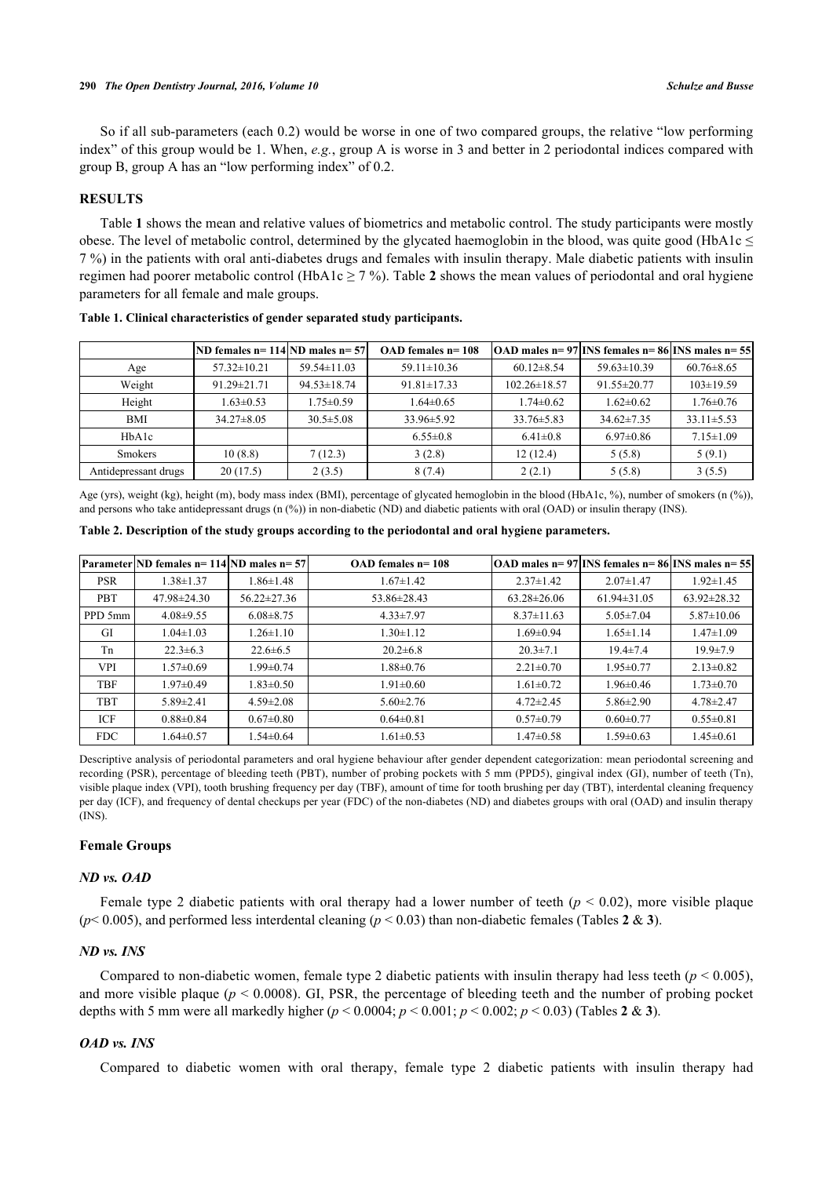So if all sub-parameters (each 0.2) would be worse in one of two compared groups, the relative "low performing index" of this group would be 1. When, *e.g.*, group A is worse in 3 and better in 2 periodontal indices compared with group B, group A has an "low performing index" of 0.2.

## RESULTS

Table **1** shows the mean and relative values of biometrics and metabolic control. The study participants were mostly obese. The level of metabolic control, determined by the glycated haemoglobin in the blood, was quite good (HbA1c ≤ 7 %) in the patients with oral anti-diabetes drugs and females with insulin therapy. Male diabetic patients with insulin regimen had poorer metabolic control (HbA1c ≥ 7 %). Table **2** shows the mean values of periodontal and oral hygiene parameters for all female and male groups.

**Table 1. Clinical characteristics of gender separated study participants.**

| | ND females n= 114 | ND males n= 57 | OAD females n= 108 | OAD males n= 97 | INS females n= 86 | INS males n= 55 |
|---|---|---|---|---|---|---|
| Age | 57.32±10.21 | 59.54±11.03 | 59.11±10.36 | 60.12±8.54 | 59.63±10.39 | 60.76±8.65 |
| Weight | 91.29±21.71 | 94.53±18.74 | 91.81±17.33 | 102.26±18.57 | 91.55±20.77 | 103±19.59 |
| Height | 1.63±0.53 | 1.75±0.59 | 1.64±0.65 | 1.74±0.62 | 1.62±0.62 | 1.76±0.76 |
| BMI | 34.27±8.05 | 30.5±5.08 | 33.96±5.92 | 33.76±5.83 | 34.62±7.35 | 33.11±5.53 |
| HbA1c | | | 6.55±0.8 | 6.41±0.8 | 6.97±0.86 | 7.15±1.09 |
| Smokers | 10 (8.8) | 7 (12.3) | 3 (2.8) | 12 (12.4) | 5 (5.8) | 5 (9.1) |
| Antidepressant drugs | 20 (17.5) | 2 (3.5) | 8 (7.4) | 2 (2.1) | 5 (5.8) | 3 (5.5) |

Age (yrs), weight (kg), height (m), body mass index (BMI), percentage of glycated hemoglobin in the blood (HbA1c, %), number of smokers (n (%)), and persons who take antidepressant drugs (n (%)) in non-diabetic (ND) and diabetic patients with oral (OAD) or insulin therapy (INS).

**Table 2. Description of the study groups according to the periodontal and oral hygiene parameters.**

| Parameter | ND females n= 114 | ND males n= 57 | OAD females n= 108 | OAD males n= 97 | INS females n= 86 | INS males n= 55 |
|---|---|---|---|---|---|---|
| PSR | 1.38±1.37 | 1.86±1.48 | 1.67±1.42 | 2.37±1.42 | 2.07±1.47 | 1.92±1.45 |
| PBT | 47.98±24.30 | 56.22±27.36 | 53.86±28.43 | 63.28±26.06 | 61.94±31.05 | 63.92±28.32 |
| PPD 5mm | 4.08±9.55 | 6.08±8.75 | 4.33±7.97 | 8.37±11.63 | 5.05±7.04 | 5.87±10.06 |
| GI | 1.04±1.03 | 1.26±1.10 | 1.30±1.12 | 1.69±0.94 | 1.65±1.14 | 1.47±1.09 |
| Tn | 22.3±6.3 | 22.6±6.5 | 20.2±6.8 | 20.3±7.1 | 19.4±7.4 | 19.9±7.9 |
| VPI | 1.57±0.69 | 1.99±0.74 | 1.88±0.76 | 2.21±0.70 | 1.95±0.77 | 2.13±0.82 |
| TBF | 1.97±0.49 | 1.83±0.50 | 1.91±0.60 | 1.61±0.72 | 1.96±0.46 | 1.73±0.70 |
| TBT | 5.89±2.41 | 4.59±2.08 | 5.60±2.76 | 4.72±2.45 | 5.86±2.90 | 4.78±2.47 |
| ICF | 0.88±0.84 | 0.67±0.80 | 0.64±0.81 | 0.57±0.79 | 0.60±0.77 | 0.55±0.81 |
| FDC | 1.64±0.57 | 1.54±0.64 | 1.61±0.53 | 1.47±0.58 | 1.59±0.63 | 1.45±0.61 |

Descriptive analysis of periodontal parameters and oral hygiene behaviour after gender dependent categorization: mean periodontal screening and recording (PSR), percentage of bleeding teeth (PBT), number of probing pockets with 5 mm (PPD5), gingival index (GI), number of teeth (Tn), visible plaque index (VPI), tooth brushing frequency per day (TBF), amount of time for tooth brushing per day (TBT), interdental cleaning frequency per day (ICF), and frequency of dental checkups per year (FDC) of the non-diabetes (ND) and diabetes groups with oral (OAD) and insulin therapy (INS).

### Female Groups

#### *ND vs. OAD*

Female type 2 diabetic patients with oral therapy had a lower number of teeth ($p < 0.02$), more visible plaque ($p < 0.005$), and performed less interdental cleaning ($p < 0.03$) than non-diabetic females (Tables **2** & **3**).

#### *ND vs. INS*

Compared to non-diabetic women, female type 2 diabetic patients with insulin therapy had less teeth ($p < 0.005$), and more visible plaque ($p < 0.0008$). GI, PSR, the percentage of bleeding teeth and the number of probing pocket depths with 5 mm were all markedly higher ($p < 0.0004$; $p < 0.001$; $p < 0.002$; $p < 0.03$) (Tables **2** & **3**).

#### *OAD vs. INS*

Compared to diabetic women with oral therapy, female type 2 diabetic patients with insulin therapy had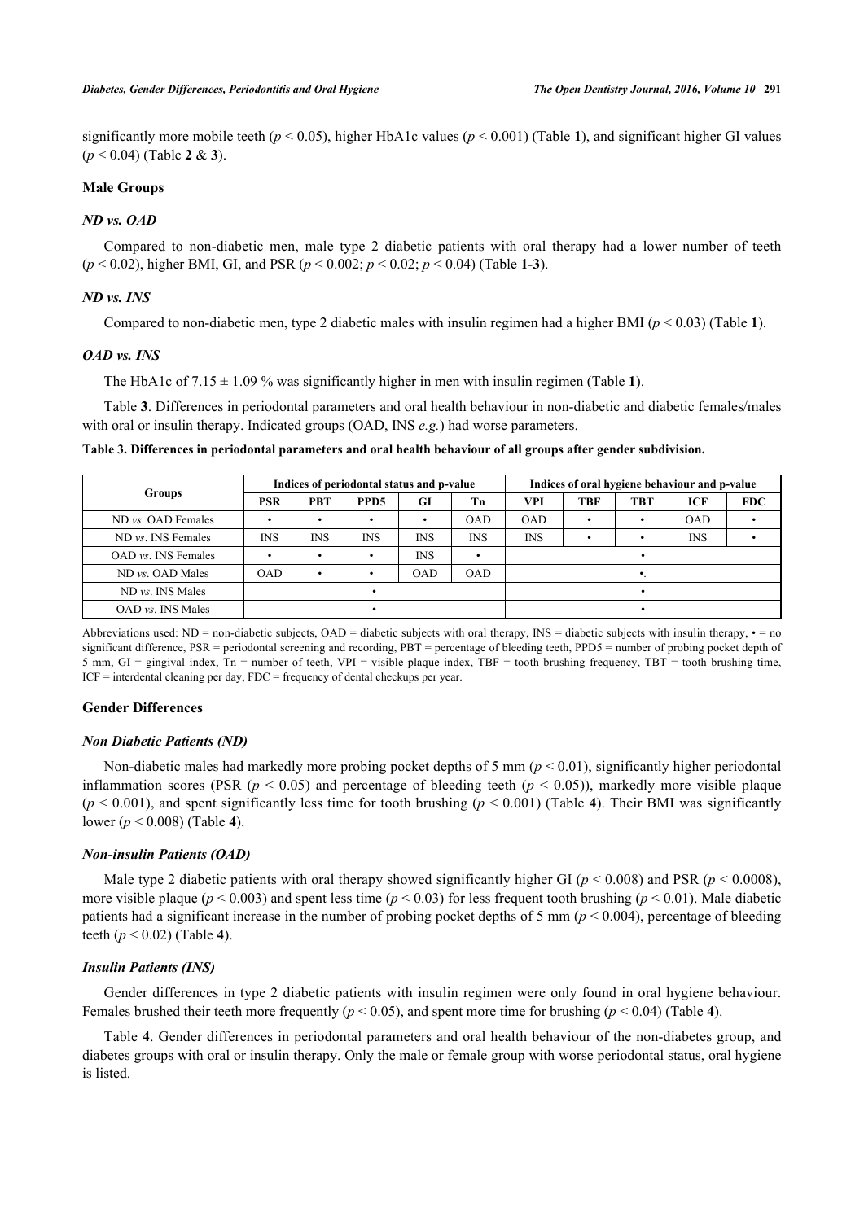significantly more mobile teeth ($p < 0.05$), higher HbA1c values ($p < 0.001$) (Table **1**), and significant higher GI values ($p < 0.04$) (Table **2** & **3**).

### Male Groups

#### *ND vs. OAD*

Compared to non-diabetic men, male type 2 diabetic patients with oral therapy had a lower number of teeth ($p < 0.02$), higher BMI, GI, and PSR ($p < 0.002$; $p < 0.02$; $p < 0.04$) (Table **1**-**3**).

#### *ND vs. INS*

Compared to non-diabetic men, type 2 diabetic males with insulin regimen had a higher BMI ($p < 0.03$) (Table **1**).

#### *OAD vs. INS*

The HbA1c of 7.15 ± 1.09 % was significantly higher in men with insulin regimen (Table **1**).

Table **3**. Differences in periodontal parameters and oral health behaviour in non-diabetic and diabetic females/males with oral or insulin therapy. Indicated groups (OAD, INS *e.g.*) had worse parameters.

**Table 3. Differences in periodontal parameters and oral health behaviour of all groups after gender subdivision.**

| Groups | Indices of periodontal status and p-value | | | | | Indices of oral hygiene behaviour and p-value | | | | |
|---|---|---|---|---|---|---|---|---|---|---|
| | PSR | PBT | PPD5 | GI | Tn | VPI | TBF | TBT | ICF | FDC |
| ND *vs*. OAD Females | • | • | • | • | OAD | OAD | • | • | OAD | • |
| ND *vs*. INS Females | INS | INS | INS | INS | INS | INS | • | • | INS | • |
| OAD *vs*. INS Females | • | • | • | INS | • | • | | | | |
| ND *vs*. OAD Males | OAD | • | • | OAD | OAD | •. | | | | |
| ND *vs*. INS Males | • | | | | | • | | | | |
| OAD *vs*. INS Males | • | | | | | • | | | | |

Abbreviations used: ND = non-diabetic subjects, OAD = diabetic subjects with oral therapy, INS = diabetic subjects with insulin therapy, • = no significant difference, PSR = periodontal screening and recording, PBT = percentage of bleeding teeth, PPD5 = number of probing pocket depth of 5 mm, GI = gingival index, Tn = number of teeth, VPI = visible plaque index, TBF = tooth brushing frequency, TBT = tooth brushing time, ICF = interdental cleaning per day, FDC = frequency of dental checkups per year.

### Gender Differences

#### *Non Diabetic Patients (ND)*

Non-diabetic males had markedly more probing pocket depths of 5 mm ($p < 0.01$), significantly higher periodontal inflammation scores (PSR ($p < 0.05$) and percentage of bleeding teeth ($p < 0.05$)), markedly more visible plaque ($p < 0.001$), and spent significantly less time for tooth brushing ($p < 0.001$) (Table **4**). Their BMI was significantly lower ($p < 0.008$) (Table **4**).

#### *Non-insulin Patients (OAD)*

Male type 2 diabetic patients with oral therapy showed significantly higher GI ($p < 0.008$) and PSR ($p < 0.0008$), more visible plaque ($p < 0.003$) and spent less time ($p < 0.03$) for less frequent tooth brushing ($p < 0.01$). Male diabetic patients had a significant increase in the number of probing pocket depths of 5 mm ($p < 0.004$), percentage of bleeding teeth ($p < 0.02$) (Table **4**).

#### *Insulin Patients (INS)*

Gender differences in type 2 diabetic patients with insulin regimen were only found in oral hygiene behaviour. Females brushed their teeth more frequently ($p < 0.05$), and spent more time for brushing ($p < 0.04$) (Table **4**).

Table **4**. Gender differences in periodontal parameters and oral health behaviour of the non-diabetes group, and diabetes groups with oral or insulin therapy. Only the male or female group with worse periodontal status, oral hygiene is listed.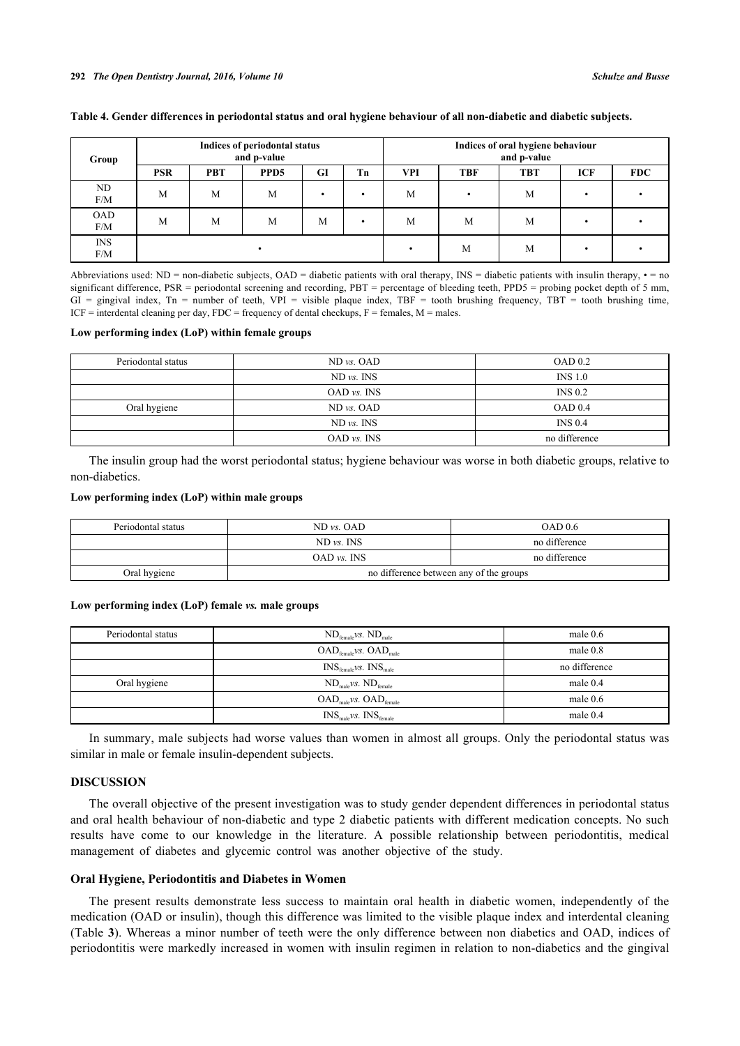**Table 4. Gender differences in periodontal status and oral hygiene behaviour of all non-diabetic and diabetic subjects.**

| Group | Indices of periodontal status and p-value | | | | | Indices of oral hygiene behaviour and p-value | | | | |
|---|---|---|---|---|---|---|---|---|---|---|
| | PSR | PBT | PPD5 | GI | Tn | VPI | TBF | TBT | ICF | FDC |
| ND F/M | M | M | M | • | • | M | • | M | • | • |
| OAD F/M | M | M | M | M | • | M | M | M | • | • |
| INS F/M | • | | | | | • | M | M | • | • |

Abbreviations used: ND = non-diabetic subjects, OAD = diabetic patients with oral therapy, INS = diabetic patients with insulin therapy, • = no significant difference, PSR = periodontal screening and recording, PBT = percentage of bleeding teeth, PPD5 = probing pocket depth of 5 mm, GI = gingival index, Tn = number of teeth, VPI = visible plaque index, TBF = tooth brushing frequency, TBT = tooth brushing time, ICF = interdental cleaning per day, FDC = frequency of dental checkups, F = females, M = males.

**Low performing index (LoP) within female groups**

| | | |
|---|---|---|
| Periodontal status | ND *vs.* OAD | OAD 0.2 |
| | ND *vs.* INS | INS 1.0 |
| | OAD *vs.* INS | INS 0.2 |
| Oral hygiene | ND *vs.* OAD | OAD 0.4 |
| | ND *vs.* INS | INS 0.4 |
| | OAD *vs.* INS | no difference |

The insulin group had the worst periodontal status; hygiene behaviour was worse in both diabetic groups, relative to non-diabetics.

**Low performing index (LoP) within male groups**

| | | |
|---|---|---|
| Periodontal status | ND *vs.* OAD | OAD 0.6 |
| | ND *vs.* INS | no difference |
| | OAD *vs.* INS | no difference |
| Oral hygiene | no difference between any of the groups | |

**Low performing index (LoP) female *vs.* male groups**

| | | |
|---|---|---|
| Periodontal status | $ND_{female}$ *vs.* $ND_{male}$ | male 0.6 |
| | $OAD_{female}$ *vs.* $OAD_{male}$ | male 0.8 |
| | $INS_{female}$ *vs.* $INS_{male}$ | no difference |
| Oral hygiene | $ND_{male}$ *vs.* $ND_{female}$ | male 0.4 |
| | $OAD_{male}$ *vs.* $OAD_{female}$ | male 0.6 |
| | $INS_{male}$ *vs.* $INS_{female}$ | male 0.4 |

In summary, male subjects had worse values than women in almost all groups. Only the periodontal status was similar in male or female insulin-dependent subjects.

## DISCUSSION

The overall objective of the present investigation was to study gender dependent differences in periodontal status and oral health behaviour of non-diabetic and type 2 diabetic patients with different medication concepts. No such results have come to our knowledge in the literature. A possible relationship between periodontitis, medical management of diabetes and glycemic control was another objective of the study.

### Oral Hygiene, Periodontitis and Diabetes in Women

The present results demonstrate less success to maintain oral health in diabetic women, independently of the medication (OAD or insulin), though this difference was limited to the visible plaque index and interdental cleaning (Table **3**). Whereas a minor number of teeth were the only difference between non diabetics and OAD, indices of periodontitis were markedly increased in women with insulin regimen in relation to non-diabetics and the gingival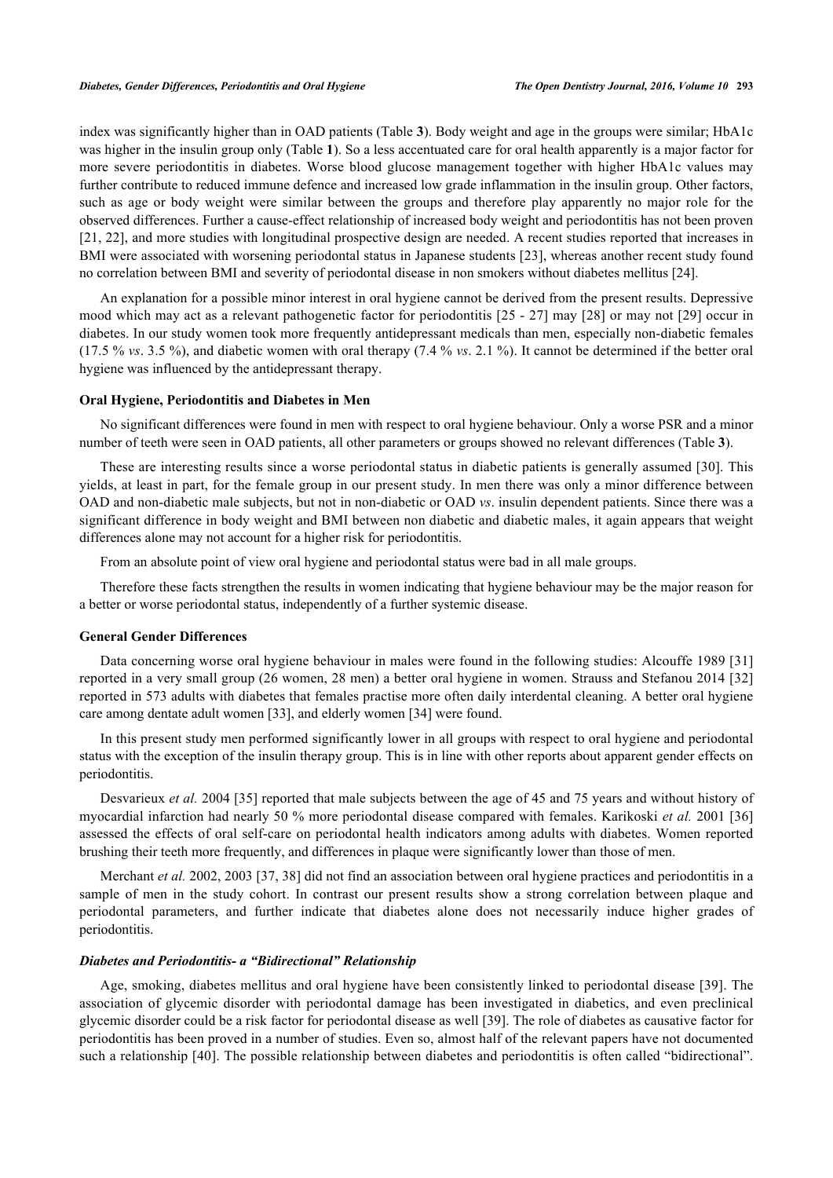index was significantly higher than in OAD patients (Table **3**). Body weight and age in the groups were similar; HbA1c was higher in the insulin group only (Table **1**). So a less accentuated care for oral health apparently is a major factor for more severe periodontitis in diabetes. Worse blood glucose management together with higher HbA1c values may further contribute to reduced immune defence and increased low grade inflammation in the insulin group. Other factors, such as age or body weight were similar between the groups and therefore play apparently no major role for the observed differences. Further a cause-effect relationship of increased body weight and periodontitis has not been proven [21, 22], and more studies with longitudinal prospective design are needed. A recent studies reported that increases in BMI were associated with worsening periodontal status in Japanese students [23], whereas another recent study found no correlation between BMI and severity of periodontal disease in non smokers without diabetes mellitus [24].

An explanation for a possible minor interest in oral hygiene cannot be derived from the present results. Depressive mood which may act as a relevant pathogenetic factor for periodontitis [25 - 27] may [28] or may not [29] occur in diabetes. In our study women took more frequently antidepressant medicals than men, especially non-diabetic females (17.5 % *vs*. 3.5 %), and diabetic women with oral therapy (7.4 % *vs*. 2.1 %). It cannot be determined if the better oral hygiene was influenced by the antidepressant therapy.

### Oral Hygiene, Periodontitis and Diabetes in Men

No significant differences were found in men with respect to oral hygiene behaviour. Only a worse PSR and a minor number of teeth were seen in OAD patients, all other parameters or groups showed no relevant differences (Table **3**).

These are interesting results since a worse periodontal status in diabetic patients is generally assumed [30]. This yields, at least in part, for the female group in our present study. In men there was only a minor difference between OAD and non-diabetic male subjects, but not in non-diabetic or OAD *vs*. insulin dependent patients. Since there was a significant difference in body weight and BMI between non diabetic and diabetic males, it again appears that weight differences alone may not account for a higher risk for periodontitis.

From an absolute point of view oral hygiene and periodontal status were bad in all male groups.

Therefore these facts strengthen the results in women indicating that hygiene behaviour may be the major reason for a better or worse periodontal status, independently of a further systemic disease.

### General Gender Differences

Data concerning worse oral hygiene behaviour in males were found in the following studies: Alcouffe 1989 [31] reported in a very small group (26 women, 28 men) a better oral hygiene in women. Strauss and Stefanou 2014 [32] reported in 573 adults with diabetes that females practise more often daily interdental cleaning. A better oral hygiene care among dentate adult women [33], and elderly women [34] were found.

In this present study men performed significantly lower in all groups with respect to oral hygiene and periodontal status with the exception of the insulin therapy group. This is in line with other reports about apparent gender effects on periodontitis.

Desvarieux *et al.* 2004 [35] reported that male subjects between the age of 45 and 75 years and without history of myocardial infarction had nearly 50 % more periodontal disease compared with females. Karikoski *et al.* 2001 [36] assessed the effects of oral self-care on periodontal health indicators among adults with diabetes. Women reported brushing their teeth more frequently, and differences in plaque were significantly lower than those of men.

Merchant *et al.* 2002, 2003 [37, 38] did not find an association between oral hygiene practices and periodontitis in a sample of men in the study cohort. In contrast our present results show a strong correlation between plaque and periodontal parameters, and further indicate that diabetes alone does not necessarily induce higher grades of periodontitis.

#### *Diabetes and Periodontitis- a "Bidirectional" Relationship*

Age, smoking, diabetes mellitus and oral hygiene have been consistently linked to periodontal disease [39]. The association of glycemic disorder with periodontal damage has been investigated in diabetics, and even preclinical glycemic disorder could be a risk factor for periodontal disease as well [39]. The role of diabetes as causative factor for periodontitis has been proved in a number of studies. Even so, almost half of the relevant papers have not documented such a relationship [40]. The possible relationship between diabetes and periodontitis is often called "bidirectional".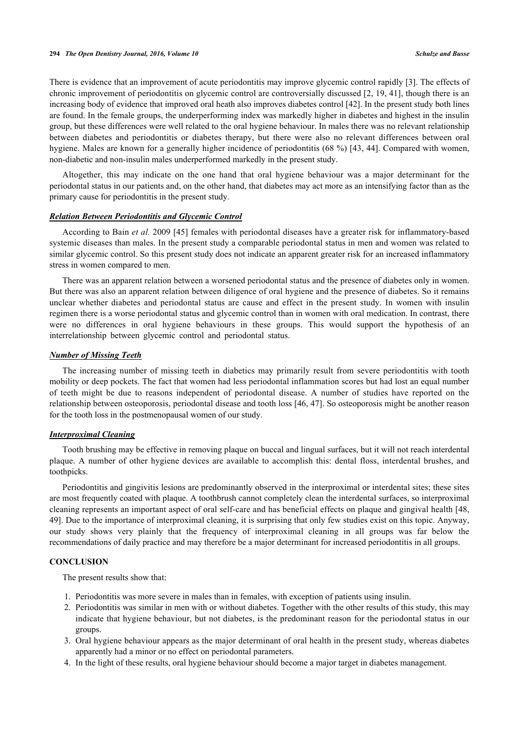There is evidence that an improvement of acute periodontitis may improve glycemic control rapidly [3]. The effects of chronic improvement of periodontitis on glycemic control are controversially discussed [2, 19, 41], though there is an increasing body of evidence that improved oral heath also improves diabetes control [42]. In the present study both lines are found. In the female groups, the underperforming index was markedly higher in diabetes and highest in the insulin group, but these differences were well related to the oral hygiene behaviour. In males there was no relevant relationship between diabetes and periodontitis or diabetes therapy, but there were also no relevant differences between oral hygiene. Males are known for a generally higher incidence of periodontitis (68 %) [43, 44]. Compared with women, non-diabetic and non-insulin males underperformed markedly in the present study.

Altogether, this may indicate on the one hand that oral hygiene behaviour was a major determinant for the periodontal status in our patients and, on the other hand, that diabetes may act more as an intensifying factor than as the primary cause for periodontitis in the present study.

### *Relation Between Periodontitis and Glycemic Control*

According to Bain *et al.* 2009 [45] females with periodontal diseases have a greater risk for inflammatory-based systemic diseases than males. In the present study a comparable periodontal status in men and women was related to similar glycemic control. So this present study does not indicate an apparent greater risk for an increased inflammatory stress in women compared to men.

There was an apparent relation between a worsened periodontal status and the presence of diabetes only in women. But there was also an apparent relation between diligence of oral hygiene and the presence of diabetes. So it remains unclear whether diabetes and periodontal status are cause and effect in the present study. In women with insulin regimen there is a worse periodontal status and glycemic control than in women with oral medication. In contrast, there were no differences in oral hygiene behaviours in these groups. This would support the hypothesis of an interrelationship between glycemic control and periodontal status.

### *Number of Missing Teeth*

The increasing number of missing teeth in diabetics may primarily result from severe periodontitis with tooth mobility or deep pockets. The fact that women had less periodontal inflammation scores but had lost an equal number of teeth might be due to reasons independent of periodontal disease. A number of studies have reported on the relationship between osteoporosis, periodontal disease and tooth loss [46, 47]. So osteoporosis might be another reason for the tooth loss in the postmenopausal women of our study.

### *Interproximal Cleaning*

Tooth brushing may be effective in removing plaque on buccal and lingual surfaces, but it will not reach interdental plaque. A number of other hygiene devices are available to accomplish this: dental floss, interdental brushes, and toothpicks.

Periodontitis and gingivitis lesions are predominantly observed in the interproximal or interdental sites; these sites are most frequently coated with plaque. A toothbrush cannot completely clean the interdental surfaces, so interproximal cleaning represents an important aspect of oral self-care and has beneficial effects on plaque and gingival health [48, 49]. Due to the importance of interproximal cleaning, it is surprising that only few studies exist on this topic. Anyway, our study shows very plainly that the frequency of interproximal cleaning in all groups was far below the recommendations of daily practice and may therefore be a major determinant for increased periodontitis in all groups.

## CONCLUSION

The present results show that:

1. Periodontitis was more severe in males than in females, with exception of patients using insulin.
2. Periodontitis was similar in men with or without diabetes. Together with the other results of this study, this may indicate that hygiene behaviour, but not diabetes, is the predominant reason for the periodontal status in our groups.
3. Oral hygiene behaviour appears as the major determinant of oral health in the present study, whereas diabetes apparently had a minor or no effect on periodontal parameters.
4. In the light of these results, oral hygiene behaviour should become a major target in diabetes management.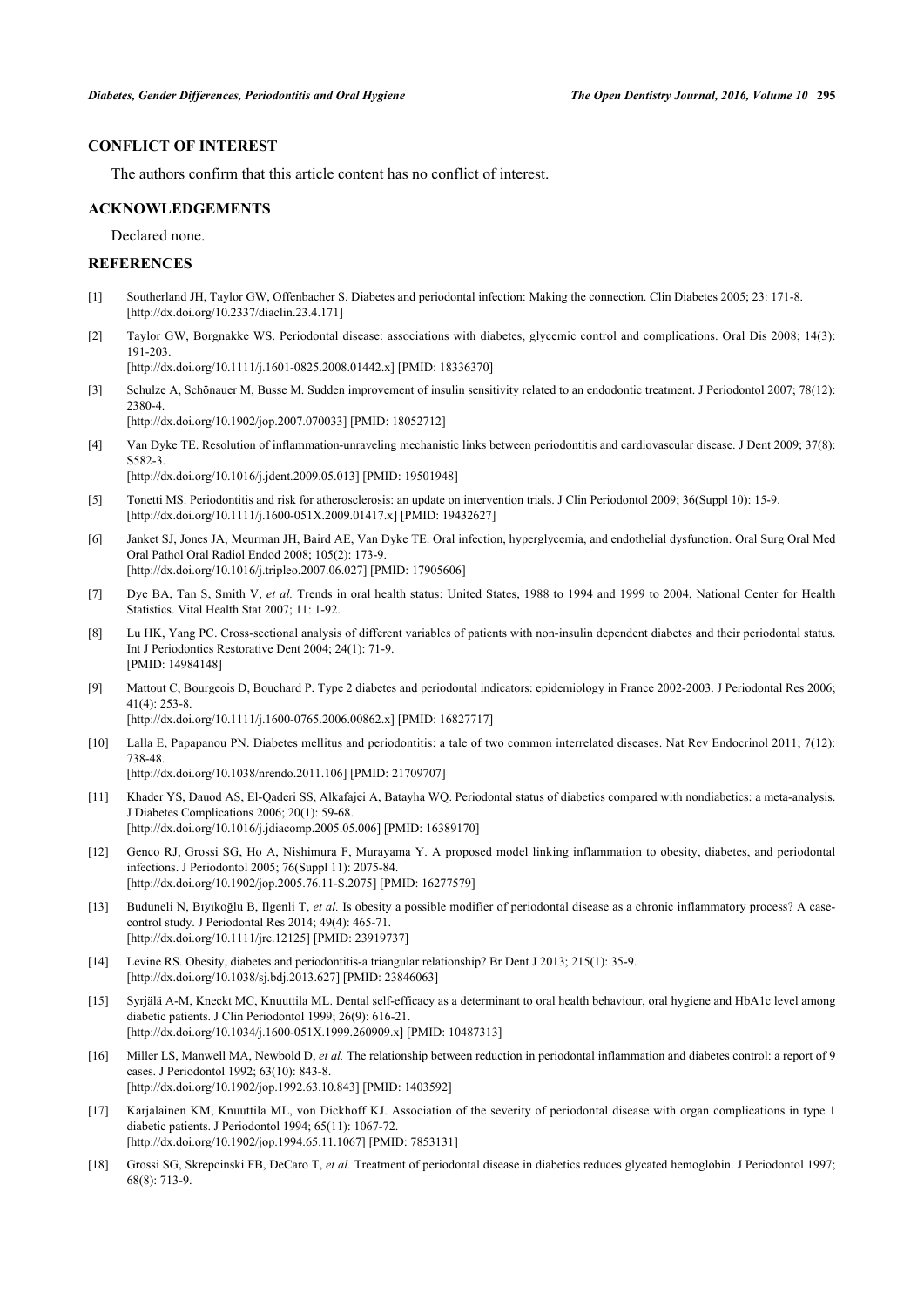## CONFLICT OF INTEREST

The authors confirm that this article content has no conflict of interest.

## ACKNOWLEDGEMENTS

Declared none.

## REFERENCES

[1] Southerland JH, Taylor GW, Offenbacher S. Diabetes and periodontal infection: Making the connection. Clin Diabetes 2005; 23: 171-8. [http://dx.doi.org/10.2337/diaclin.23.4.171]

[2] Taylor GW, Borgnakke WS. Periodontal disease: associations with diabetes, glycemic control and complications. Oral Dis 2008; 14(3): 191-203. [http://dx.doi.org/10.1111/j.1601-0825.2008.01442.x] [PMID: 18336370]

[3] Schulze A, Schönauer M, Busse M. Sudden improvement of insulin sensitivity related to an endodontic treatment. J Periodontol 2007; 78(12): 2380-4. [http://dx.doi.org/10.1902/jop.2007.070033] [PMID: 18052712]

[4] Van Dyke TE. Resolution of inflammation-unraveling mechanistic links between periodontitis and cardiovascular disease. J Dent 2009; 37(8): S582-3. [http://dx.doi.org/10.1016/j.jdent.2009.05.013] [PMID: 19501948]

[5] Tonetti MS. Periodontitis and risk for atherosclerosis: an update on intervention trials. J Clin Periodontol 2009; 36(Suppl 10): 15-9. [http://dx.doi.org/10.1111/j.1600-051X.2009.01417.x] [PMID: 19432627]

[6] Janket SJ, Jones JA, Meurman JH, Baird AE, Van Dyke TE. Oral infection, hyperglycemia, and endothelial dysfunction. Oral Surg Oral Med Oral Pathol Oral Radiol Endod 2008; 105(2): 173-9. [http://dx.doi.org/10.1016/j.tripleo.2007.06.027] [PMID: 17905606]

[7] Dye BA, Tan S, Smith V, *et al.* Trends in oral health status: United States, 1988 to 1994 and 1999 to 2004, National Center for Health Statistics. Vital Health Stat 2007; 11: 1-92.

[8] Lu HK, Yang PC. Cross-sectional analysis of different variables of patients with non-insulin dependent diabetes and their periodontal status. Int J Periodontics Restorative Dent 2004; 24(1): 71-9. [PMID: 14984148]

[9] Mattout C, Bourgeois D, Bouchard P. Type 2 diabetes and periodontal indicators: epidemiology in France 2002-2003. J Periodontal Res 2006; 41(4): 253-8. [http://dx.doi.org/10.1111/j.1600-0765.2006.00862.x] [PMID: 16827717]

[10] Lalla E, Papapanou PN. Diabetes mellitus and periodontitis: a tale of two common interrelated diseases. Nat Rev Endocrinol 2011; 7(12): 738-48. [http://dx.doi.org/10.1038/nrendo.2011.106] [PMID: 21709707]

[11] Khader YS, Dauod AS, El-Qaderi SS, Alkafajei A, Batayha WQ. Periodontal status of diabetics compared with nondiabetics: a meta-analysis. J Diabetes Complications 2006; 20(1): 59-68. [http://dx.doi.org/10.1016/j.jdiacomp.2005.05.006] [PMID: 16389170]

[12] Genco RJ, Grossi SG, Ho A, Nishimura F, Murayama Y. A proposed model linking inflammation to obesity, diabetes, and periodontal infections. J Periodontol 2005; 76(Suppl 11): 2075-84. [http://dx.doi.org/10.1902/jop.2005.76.11-S.2075] [PMID: 16277579]

[13] Buduneli N, Bıyıkoğlu B, Ilgenli T, *et al.* Is obesity a possible modifier of periodontal disease as a chronic inflammatory process? A case-control study. J Periodontal Res 2014; 49(4): 465-71. [http://dx.doi.org/10.1111/jre.12125] [PMID: 23919737]

[14] Levine RS. Obesity, diabetes and periodontitis-a triangular relationship? Br Dent J 2013; 215(1): 35-9. [http://dx.doi.org/10.1038/sj.bdj.2013.627] [PMID: 23846063]

[15] Syrjälä A-M, Kneckt MC, Knuuttila ML. Dental self-efficacy as a determinant to oral health behaviour, oral hygiene and HbA1c level among diabetic patients. J Clin Periodontol 1999; 26(9): 616-21. [http://dx.doi.org/10.1034/j.1600-051X.1999.260909.x] [PMID: 10487313]

[16] Miller LS, Manwell MA, Newbold D, *et al.* The relationship between reduction in periodontal inflammation and diabetes control: a report of 9 cases. J Periodontol 1992; 63(10): 843-8. [http://dx.doi.org/10.1902/jop.1992.63.10.843] [PMID: 1403592]

[17] Karjalainen KM, Knuuttila ML, von Dickhoff KJ. Association of the severity of periodontal disease with organ complications in type 1 diabetic patients. J Periodontol 1994; 65(11): 1067-72. [http://dx.doi.org/10.1902/jop.1994.65.11.1067] [PMID: 7853131]

[18] Grossi SG, Skrepcinski FB, DeCaro T, *et al.* Treatment of periodontal disease in diabetics reduces glycated hemoglobin. J Periodontol 1997; 68(8): 713-9.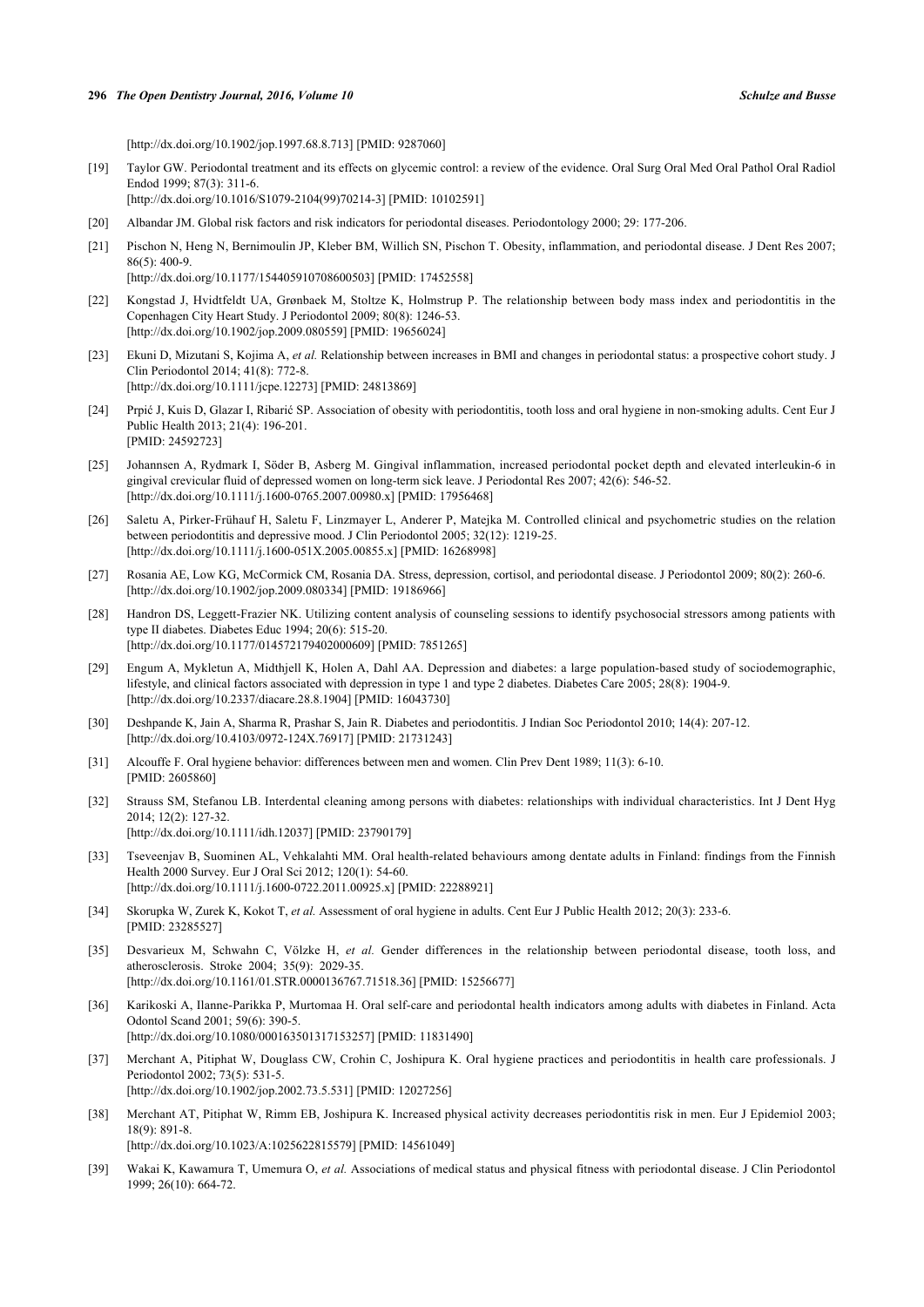[http://dx.doi.org/10.1902/jop.1997.68.8.713] [PMID: 9287060]

[19] Taylor GW. Periodontal treatment and its effects on glycemic control: a review of the evidence. Oral Surg Oral Med Oral Pathol Oral Radiol Endod 1999; 87(3): 311-6.
[http://dx.doi.org/10.1016/S1079-2104(99)70214-3] [PMID: 10102591]

[20] Albandar JM. Global risk factors and risk indicators for periodontal diseases. Periodontology 2000; 29: 177-206.

[21] Pischon N, Heng N, Bernimoulin JP, Kleber BM, Willich SN, Pischon T. Obesity, inflammation, and periodontal disease. J Dent Res 2007; 86(5): 400-9.
[http://dx.doi.org/10.1177/154405910708600503] [PMID: 17452558]

[22] Kongstad J, Hvidtfeldt UA, Grønbaek M, Stoltze K, Holmstrup P. The relationship between body mass index and periodontitis in the Copenhagen City Heart Study. J Periodontol 2009; 80(8): 1246-53.
[http://dx.doi.org/10.1902/jop.2009.080559] [PMID: 19656024]

[23] Ekuni D, Mizutani S, Kojima A, *et al.* Relationship between increases in BMI and changes in periodontal status: a prospective cohort study. J Clin Periodontol 2014; 41(8): 772-8.
[http://dx.doi.org/10.1111/jcpe.12273] [PMID: 24813869]

[24] Prpić J, Kuis D, Glazar I, Ribarić SP. Association of obesity with periodontitis, tooth loss and oral hygiene in non-smoking adults. Cent Eur J Public Health 2013; 21(4): 196-201.
[PMID: 24592723]

[25] Johannsen A, Rydmark I, Söder B, Asberg M. Gingival inflammation, increased periodontal pocket depth and elevated interleukin-6 in gingival crevicular fluid of depressed women on long-term sick leave. J Periodontal Res 2007; 42(6): 546-52.
[http://dx.doi.org/10.1111/j.1600-0765.2007.00980.x] [PMID: 17956468]

[26] Saletu A, Pirker-Frühauf H, Saletu F, Linzmayer L, Anderer P, Matejka M. Controlled clinical and psychometric studies on the relation between periodontitis and depressive mood. J Clin Periodontol 2005; 32(12): 1219-25.
[http://dx.doi.org/10.1111/j.1600-051X.2005.00855.x] [PMID: 16268998]

[27] Rosania AE, Low KG, McCormick CM, Rosania DA. Stress, depression, cortisol, and periodontal disease. J Periodontol 2009; 80(2): 260-6.
[http://dx.doi.org/10.1902/jop.2009.080334] [PMID: 19186966]

[28] Handron DS, Leggett-Frazier NK. Utilizing content analysis of counseling sessions to identify psychosocial stressors among patients with type II diabetes. Diabetes Educ 1994; 20(6): 515-20.
[http://dx.doi.org/10.1177/014572179402000609] [PMID: 7851265]

[29] Engum A, Mykletun A, Midthjell K, Holen A, Dahl AA. Depression and diabetes: a large population-based study of sociodemographic, lifestyle, and clinical factors associated with depression in type 1 and type 2 diabetes. Diabetes Care 2005; 28(8): 1904-9.
[http://dx.doi.org/10.2337/diacare.28.8.1904] [PMID: 16043730]

[30] Deshpande K, Jain A, Sharma R, Prashar S, Jain R. Diabetes and periodontitis. J Indian Soc Periodontol 2010; 14(4): 207-12.
[http://dx.doi.org/10.4103/0972-124X.76917] [PMID: 21731243]

[31] Alcouffe F. Oral hygiene behavior: differences between men and women. Clin Prev Dent 1989; 11(3): 6-10.
[PMID: 2605860]

[32] Strauss SM, Stefanou LB. Interdental cleaning among persons with diabetes: relationships with individual characteristics. Int J Dent Hyg 2014; 12(2): 127-32.
[http://dx.doi.org/10.1111/idh.12037] [PMID: 23790179]

[33] Tseveenjav B, Suominen AL, Vehkalahti MM. Oral health-related behaviours among dentate adults in Finland: findings from the Finnish Health 2000 Survey. Eur J Oral Sci 2012; 120(1): 54-60.
[http://dx.doi.org/10.1111/j.1600-0722.2011.00925.x] [PMID: 22288921]

[34] Skorupka W, Zurek K, Kokot T, *et al.* Assessment of oral hygiene in adults. Cent Eur J Public Health 2012; 20(3): 233-6.
[PMID: 23285527]

[35] Desvarieux M, Schwahn C, Völzke H, *et al.* Gender differences in the relationship between periodontal disease, tooth loss, and atherosclerosis. Stroke 2004; 35(9): 2029-35.
[http://dx.doi.org/10.1161/01.STR.0000136767.71518.36] [PMID: 15256677]

[36] Karikoski A, Ilanne-Parikka P, Murtomaa H. Oral self-care and periodontal health indicators among adults with diabetes in Finland. Acta Odontol Scand 2001; 59(6): 390-5.
[http://dx.doi.org/10.1080/000163501317153257] [PMID: 11831490]

[37] Merchant A, Pitiphat W, Douglass CW, Crohin C, Joshipura K. Oral hygiene practices and periodontitis in health care professionals. J Periodontol 2002; 73(5): 531-5.
[http://dx.doi.org/10.1902/jop.2002.73.5.531] [PMID: 12027256]

[38] Merchant AT, Pitiphat W, Rimm EB, Joshipura K. Increased physical activity decreases periodontitis risk in men. Eur J Epidemiol 2003; 18(9): 891-8.
[http://dx.doi.org/10.1023/A:1025622815579] [PMID: 14561049]

[39] Wakai K, Kawamura T, Umemura O, *et al.* Associations of medical status and physical fitness with periodontal disease. J Clin Periodontol 1999; 26(10): 664-72.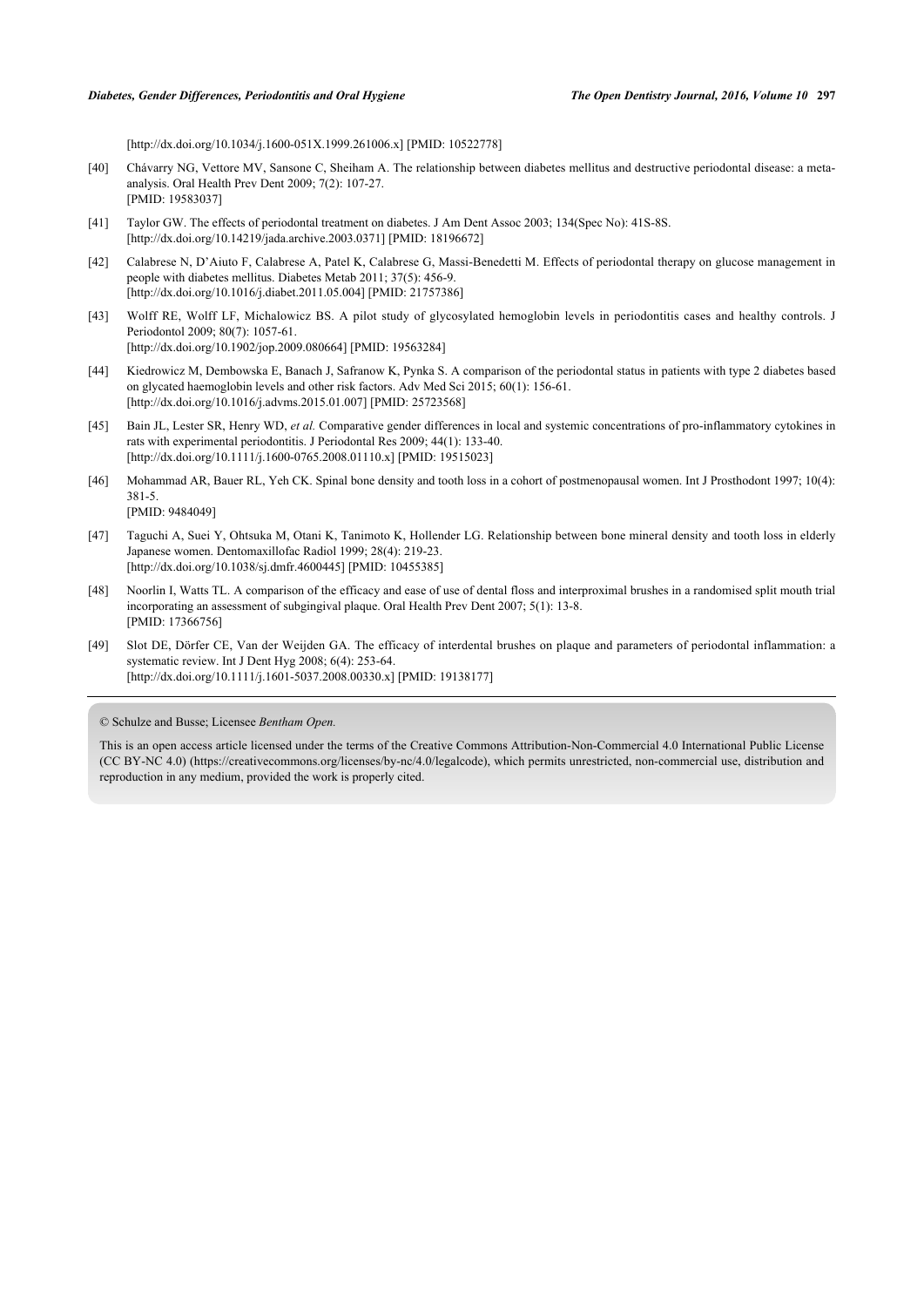[http://dx.doi.org/10.1034/j.1600-051X.1999.261006.x] [PMID: 10522778]

[40] Chávarry NG, Vettore MV, Sansone C, Sheiham A. The relationship between diabetes mellitus and destructive periodontal disease: a meta-analysis. Oral Health Prev Dent 2009; 7(2): 107-27.
[PMID: 19583037]

[41] Taylor GW. The effects of periodontal treatment on diabetes. J Am Dent Assoc 2003; 134(Spec No): 41S-8S.
[http://dx.doi.org/10.14219/jada.archive.2003.0371] [PMID: 18196672]

[42] Calabrese N, D'Aiuto F, Calabrese A, Patel K, Calabrese G, Massi-Benedetti M. Effects of periodontal therapy on glucose management in people with diabetes mellitus. Diabetes Metab 2011; 37(5): 456-9.
[http://dx.doi.org/10.1016/j.diabet.2011.05.004] [PMID: 21757386]

[43] Wolff RE, Wolff LF, Michalowicz BS. A pilot study of glycosylated hemoglobin levels in periodontitis cases and healthy controls. J Periodontol 2009; 80(7): 1057-61.
[http://dx.doi.org/10.1902/jop.2009.080664] [PMID: 19563284]

[44] Kiedrowicz M, Dembowska E, Banach J, Safranow K, Pynka S. A comparison of the periodontal status in patients with type 2 diabetes based on glycated haemoglobin levels and other risk factors. Adv Med Sci 2015; 60(1): 156-61.
[http://dx.doi.org/10.1016/j.advms.2015.01.007] [PMID: 25723568]

[45] Bain JL, Lester SR, Henry WD, *et al.* Comparative gender differences in local and systemic concentrations of pro-inflammatory cytokines in rats with experimental periodontitis. J Periodontal Res 2009; 44(1): 133-40.
[http://dx.doi.org/10.1111/j.1600-0765.2008.01110.x] [PMID: 19515023]

[46] Mohammad AR, Bauer RL, Yeh CK. Spinal bone density and tooth loss in a cohort of postmenopausal women. Int J Prosthodont 1997; 10(4): 381-5.
[PMID: 9484049]

[47] Taguchi A, Suei Y, Ohtsuka M, Otani K, Tanimoto K, Hollender LG. Relationship between bone mineral density and tooth loss in elderly Japanese women. Dentomaxillofac Radiol 1999; 28(4): 219-23.
[http://dx.doi.org/10.1038/sj.dmfr.4600445] [PMID: 10455385]

[48] Noorlin I, Watts TL. A comparison of the efficacy and ease of use of dental floss and interproximal brushes in a randomised split mouth trial incorporating an assessment of subgingival plaque. Oral Health Prev Dent 2007; 5(1): 13-8.
[PMID: 17366756]

[49] Slot DE, Dörfer CE, Van der Weijden GA. The efficacy of interdental brushes on plaque and parameters of periodontal inflammation: a systematic review. Int J Dent Hyg 2008; 6(4): 253-64.
[http://dx.doi.org/10.1111/j.1601-5037.2008.00330.x] [PMID: 19138177]

© Schulze and Busse; Licensee *Bentham Open.*

This is an open access article licensed under the terms of the Creative Commons Attribution-Non-Commercial 4.0 International Public License (CC BY-NC 4.0) (https://creativecommons.org/licenses/by-nc/4.0/legalcode), which permits unrestricted, non-commercial use, distribution and reproduction in any medium, provided the work is properly cited.